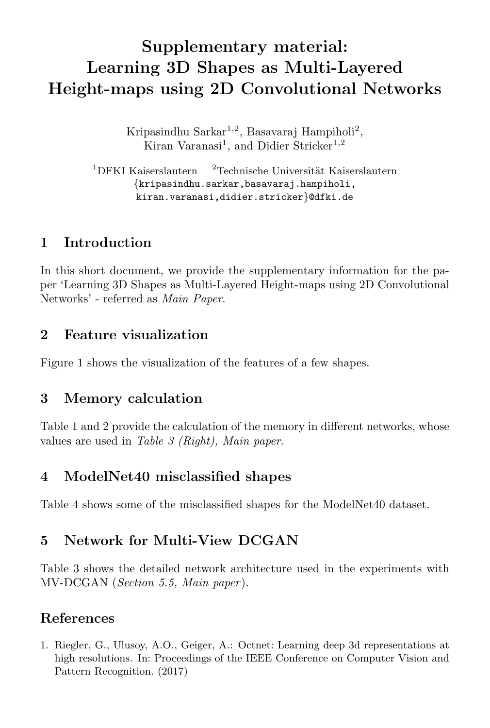# Supplementary material: Learning 3D Shapes as Multi-Layered Height-maps using 2D Convolutional Networks

Kripasindhu Sarkar[1,2], Basavaraj Hampiholi[2], Kiran Varanasi[1], and Didier Stricker[1,2]

[1]DFKI Kaiserslautern [2]Technische Universität Kaiserslautern
{kripasindhu.sarkar,basavaraj.hampiholi, kiran.varanasi,didier.stricker}@dfki.de

## 1 Introduction

In this short document, we provide the supplementary information for the paper 'Learning 3D Shapes as Multi-Layered Height-maps using 2D Convolutional Networks' - referred as *Main Paper*.

## 2 Feature visualization

Figure 1 shows the visualization of the features of a few shapes.

## 3 Memory calculation

Table 1 and 2 provide the calculation of the memory in different networks, whose values are used in *Table 3 (Right), Main paper*.

## 4 ModelNet40 misclassified shapes

Table 4 shows some of the misclassified shapes for the ModelNet40 dataset.

## 5 Network for Multi-View DCGAN

Table 3 shows the detailed network architecture used in the experiments with MV-DCGAN (*Section 5.5, Main paper*).

## References

1. Riegler, G., Ulusoy, A.O., Geiger, A.: Octnet: Learning deep 3d representations at high resolutions. In: Proceedings of the IEEE Conference on Computer Vision and Pattern Recognition. (2017)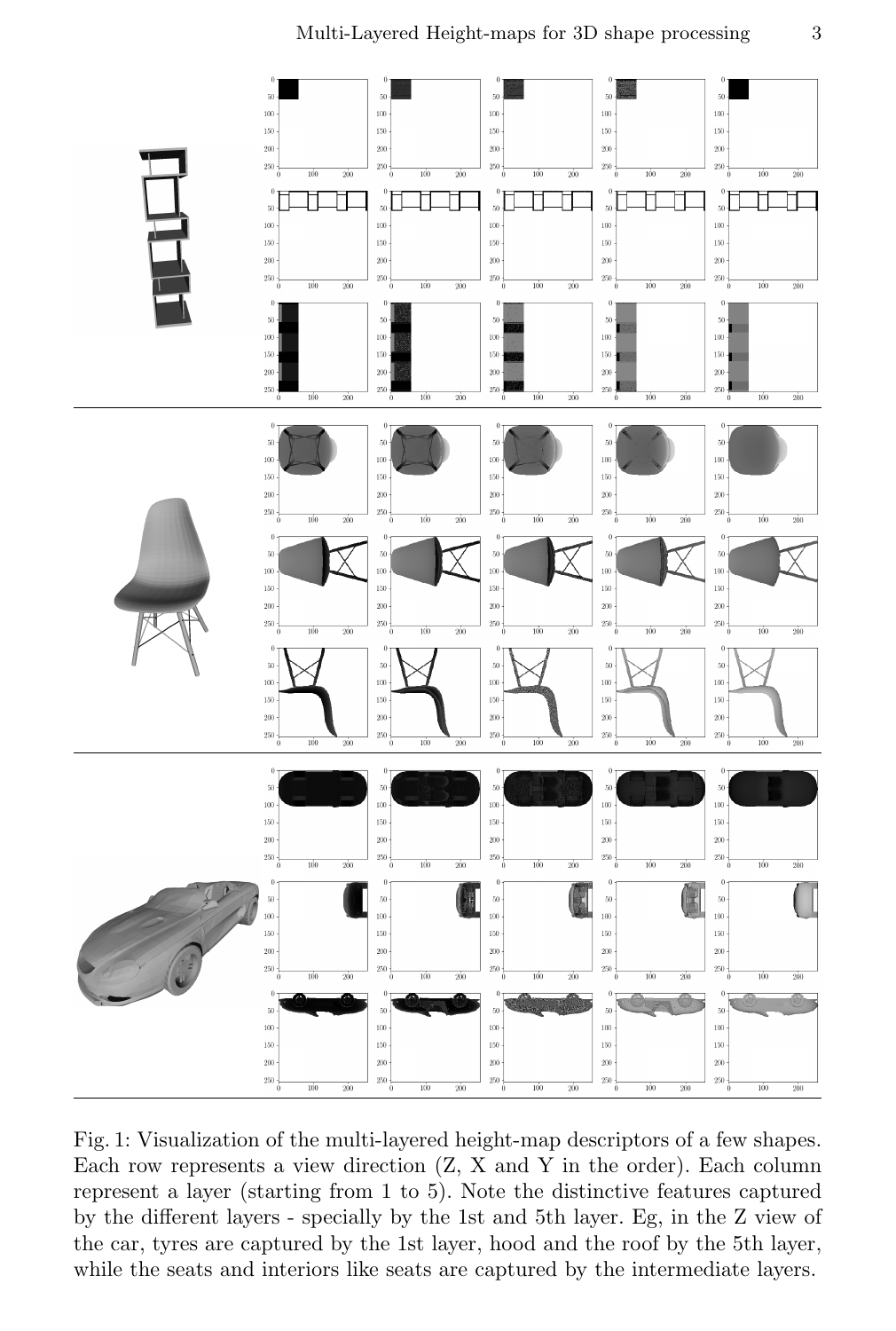Fig. 1: Visualization of the multi-layered height-map descriptors of a few shapes. Each row represents a view direction (Z, X and Y in the order). Each column represent a layer (starting from 1 to 5). Note the distinctive features captured by the different layers - specially by the 1st and 5th layer. Eg, in the Z view of the car, tyres are captured by the 1st layer, hood and the roof by the 5th layer, while the seats and interiors like seats are captured by the intermediate layers.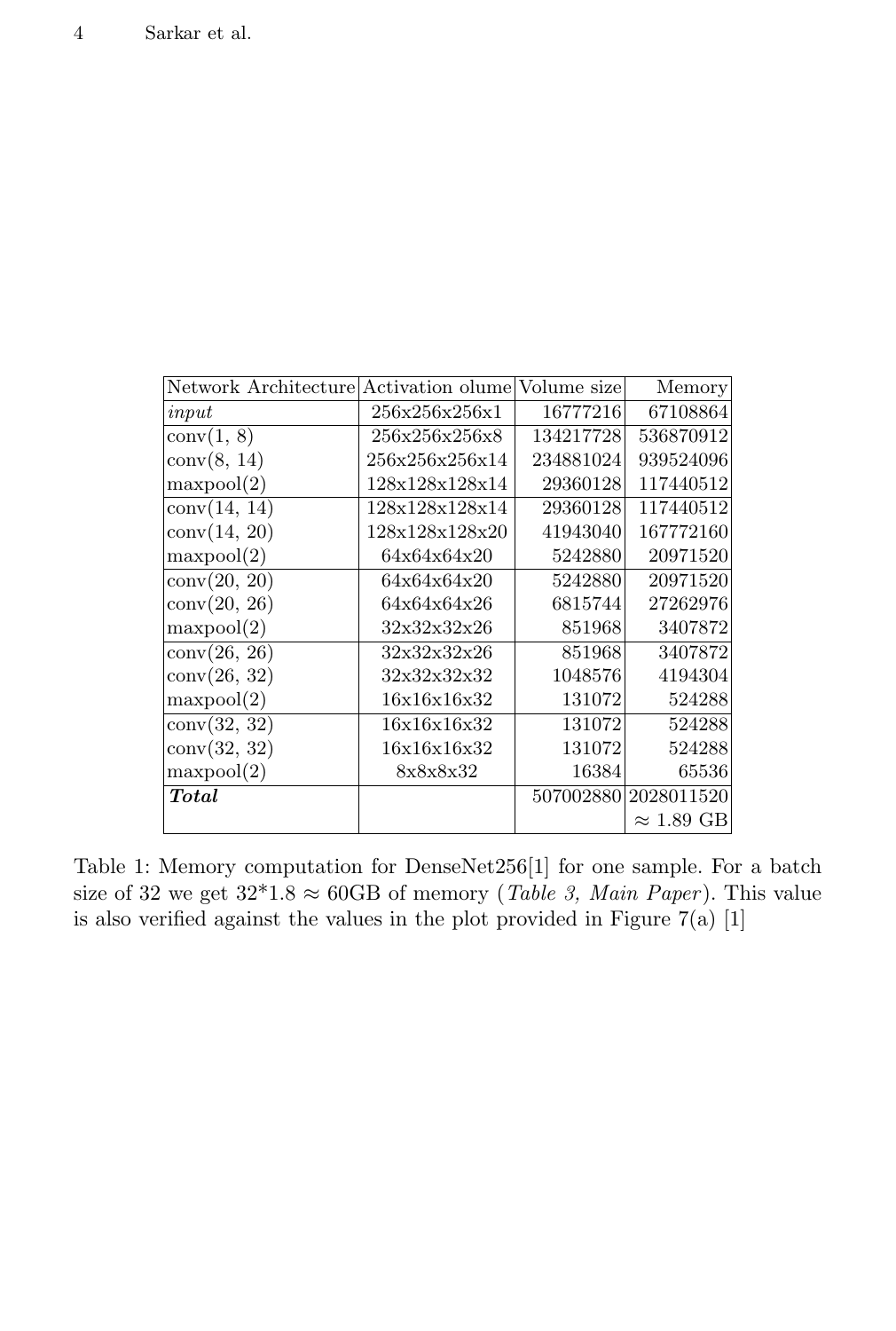| Network Architecture | Activation olume | Volume size | Memory |
|---|---|---|---|
| *input* | 256x256x256x1 | 16777216 | 67108864 |
| conv(1, 8) | 256x256x256x8 | 134217728 | 536870912 |
| conv(8, 14) | 256x256x256x14 | 234881024 | 939524096 |
| maxpool(2) | 128x128x128x14 | 29360128 | 117440512 |
| conv(14, 14) | 128x128x128x14 | 29360128 | 117440512 |
| conv(14, 20) | 128x128x128x20 | 41943040 | 167772160 |
| maxpool(2) | 64x64x64x20 | 5242880 | 20971520 |
| conv(20, 20) | 64x64x64x20 | 5242880 | 20971520 |
| conv(20, 26) | 64x64x64x26 | 6815744 | 27262976 |
| maxpool(2) | 32x32x32x26 | 851968 | 3407872 |
| conv(26, 26) | 32x32x32x26 | 851968 | 3407872 |
| conv(26, 32) | 32x32x32x32 | 1048576 | 4194304 |
| maxpool(2) | 16x16x16x32 | 131072 | 524288 |
| conv(32, 32) | 16x16x16x32 | 131072 | 524288 |
| conv(32, 32) | 16x16x16x32 | 131072 | 524288 |
| maxpool(2) | 8x8x8x32 | 16384 | 65536 |
| ***Total*** | | 507002880 | 2028011520 |
| | | | $\approx$ 1.89 GB |

Table 1: Memory computation for DenseNet256[1] for one sample. For a batch size of 32 we get 32*1.8 $\approx$ 60GB of memory (*Table 3, Main Paper*). This value is also verified against the values in the plot provided in Figure 7(a) [1]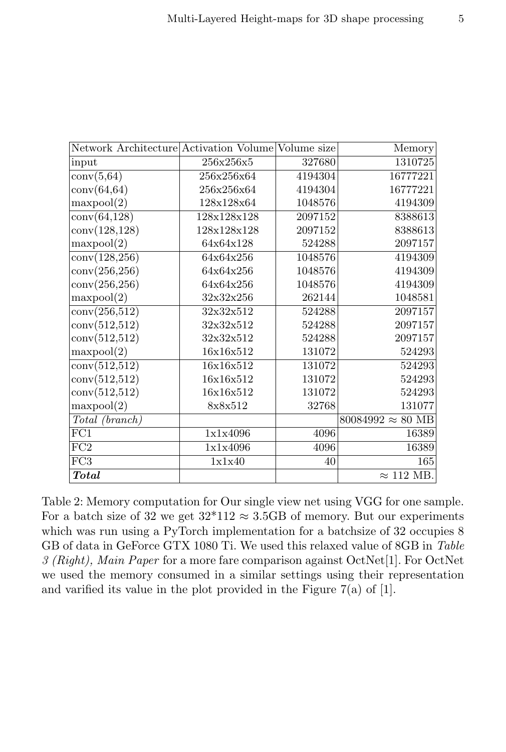| Network Architecture | Activation Volume | Volume size | Memory |
|---|---|---|---|
| input | 256x256x5 | 327680 | 1310725 |
| conv(5,64) | 256x256x64 | 4194304 | 16777221 |
| conv(64,64) | 256x256x64 | 4194304 | 16777221 |
| maxpool(2) | 128x128x64 | 1048576 | 4194309 |
| conv(64,128) | 128x128x128 | 2097152 | 8388613 |
| conv(128,128) | 128x128x128 | 2097152 | 8388613 |
| maxpool(2) | 64x64x128 | 524288 | 2097157 |
| conv(128,256) | 64x64x256 | 1048576 | 4194309 |
| conv(256,256) | 64x64x256 | 1048576 | 4194309 |
| conv(256,256) | 64x64x256 | 1048576 | 4194309 |
| maxpool(2) | 32x32x256 | 262144 | 1048581 |
| conv(256,512) | 32x32x512 | 524288 | 2097157 |
| conv(512,512) | 32x32x512 | 524288 | 2097157 |
| conv(512,512) | 32x32x512 | 524288 | 2097157 |
| maxpool(2) | 16x16x512 | 131072 | 524293 |
| conv(512,512) | 16x16x512 | 131072 | 524293 |
| conv(512,512) | 16x16x512 | 131072 | 524293 |
| conv(512,512) | 16x16x512 | 131072 | 524293 |
| maxpool(2) | 8x8x512 | 32768 | 131077 |
| *Total (branch)* | | | 80084992 $\approx$ 80 MB |
| FC1 | 1x1x4096 | 4096 | 16389 |
| FC2 | 1x1x4096 | 4096 | 16389 |
| FC3 | 1x1x40 | 40 | 165 |
| ***Total*** | | | $\approx$ 112 MB. |

Table 2: Memory computation for Our single view net using VGG for one sample. For a batch size of 32 we get 32*112 $\approx$ 3.5GB of memory. But our experiments which was run using a PyTorch implementation for a batchsize of 32 occupies 8 GB of data in GeForce GTX 1080 Ti. We used this relaxed value of 8GB in *Table 3 (Right), Main Paper* for a more fare comparison against OctNet[1]. For OctNet we used the memory consumed in a similar settings using their representation and varified its value in the plot provided in the Figure 7(a) of [1].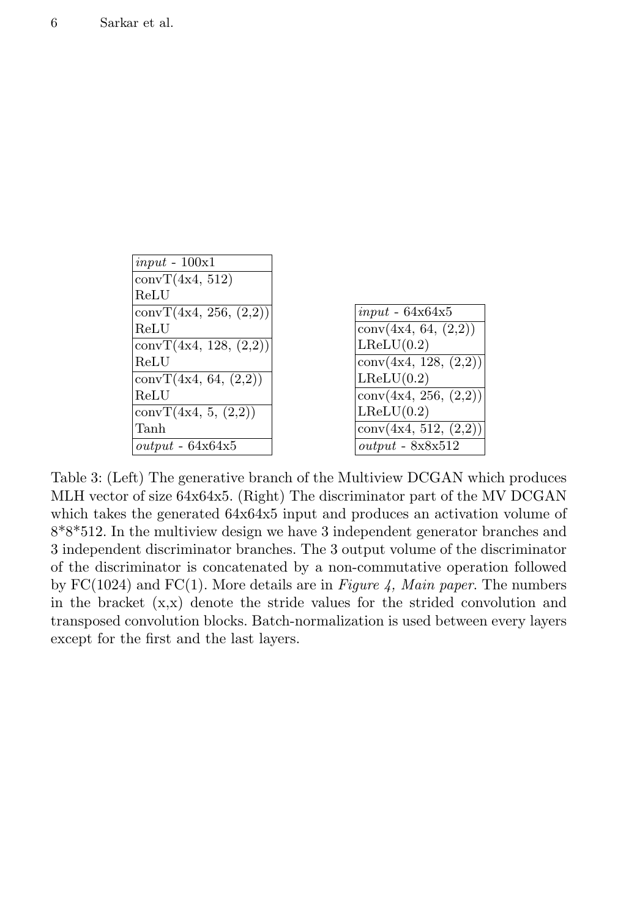| *input* - 100x1 |
| --- |
| convT(4x4, 512)<br>ReLU |
| convT(4x4, 256, (2,2))<br>ReLU |
| convT(4x4, 128, (2,2))<br>ReLU |
| convT(4x4, 64, (2,2))<br>ReLU |
| convT(4x4, 5, (2,2))<br>Tanh |
| *output* - 64x64x5 |

| *input* - 64x64x5 |
| --- |
| conv(4x4, 64, (2,2))<br>LReLU(0.2) |
| conv(4x4, 128, (2,2))<br>LReLU(0.2) |
| conv(4x4, 256, (2,2))<br>LReLU(0.2) |
| conv(4x4, 512, (2,2)) |
| *output* - 8x8x512 |

Table 3: (Left) The generative branch of the Multiview DCGAN which produces MLH vector of size 64x64x5. (Right) The discriminator part of the MV DCGAN which takes the generated 64x64x5 input and produces an activation volume of 8*8*512. In the multiview design we have 3 independent generator branches and 3 independent discriminator branches. The 3 output volume of the discriminator of the discriminator is concatenated by a non-commutative operation followed by FC(1024) and FC(1). More details are in *Figure 4, Main paper*. The numbers in the bracket (x,x) denote the stride values for the strided convolution and transposed convolution blocks. Batch-normalization is used between every layers except for the first and the last layers.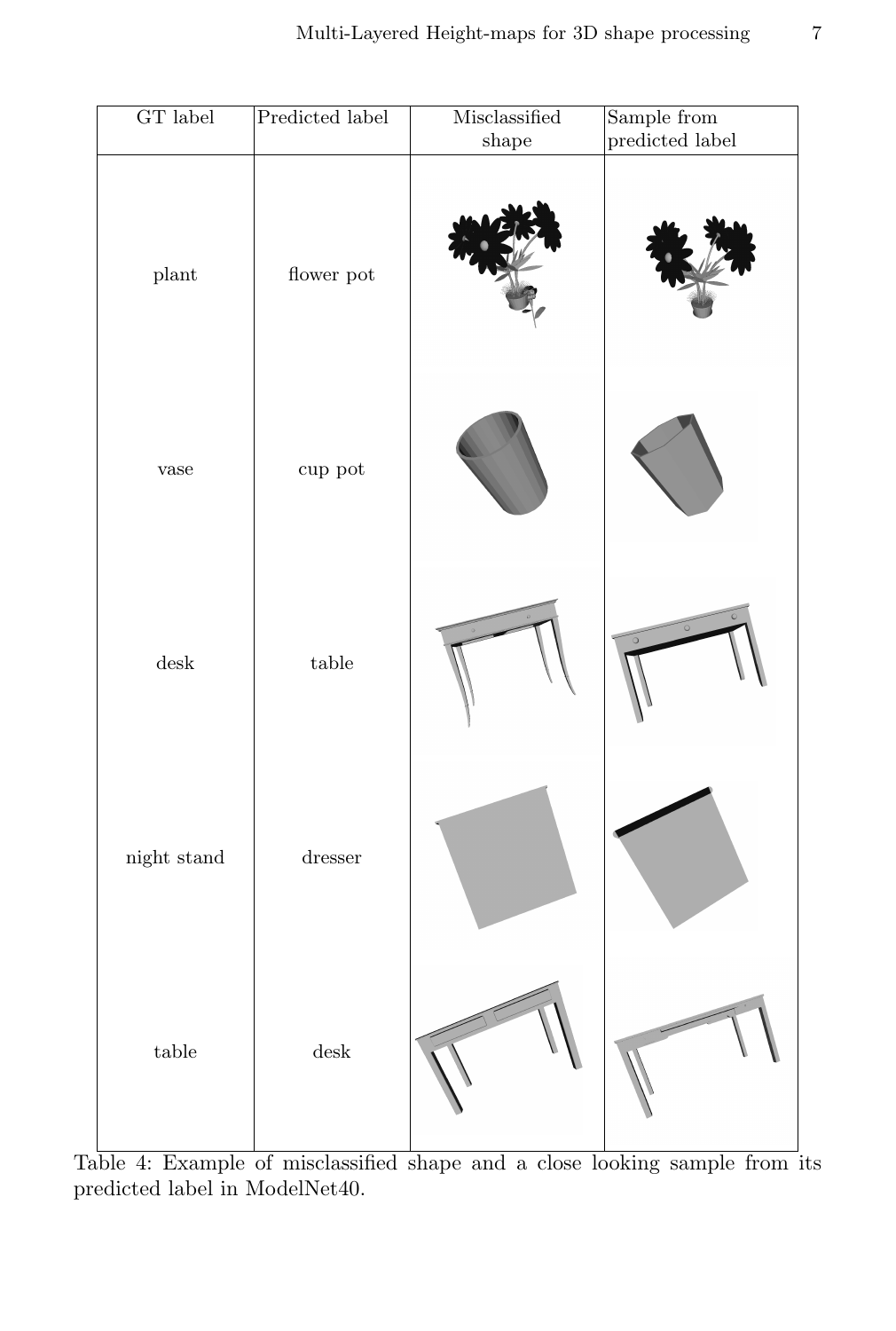| GT label | Predicted label | Misclassified shape | Sample from predicted label |
|---|---|---|---|
| plant | flower pot | | |
| vase | cup pot | | |
| desk | table | | |
| night stand | dresser | | |
| table | desk | | |

Table 4: Example of misclassified shape and a close looking sample from its predicted label in ModelNet40.